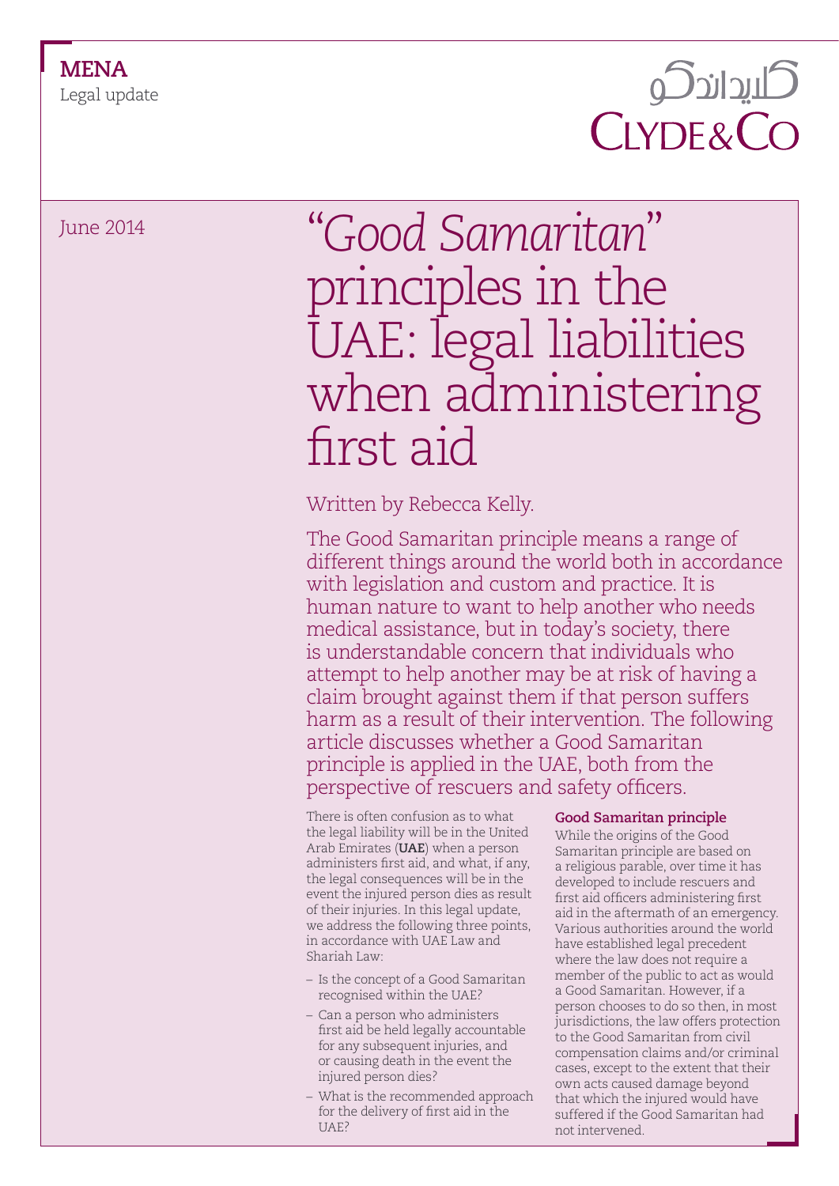**MENA**
Legal update

June 2014

# "*Good Samaritan*" principles in the UAE: legal liabilities when administering first aid

Written by Rebecca Kelly.

The Good Samaritan principle means a range of different things around the world both in accordance with legislation and custom and practice. It is human nature to want to help another who needs medical assistance, but in today's society, there is understandable concern that individuals who attempt to help another may be at risk of having a claim brought against them if that person suffers harm as a result of their intervention. The following article discusses whether a Good Samaritan principle is applied in the UAE, both from the perspective of rescuers and safety officers.

There is often confusion as to what the legal liability will be in the United Arab Emirates (**UAE**) when a person administers first aid, and what, if any, the legal consequences will be in the event the injured person dies as result of their injuries. In this legal update, we address the following three points, in accordance with UAE Law and Shariah Law:

- Is the concept of a Good Samaritan recognised within the UAE?
- Can a person who administers first aid be held legally accountable for any subsequent injuries, and or causing death in the event the injured person dies?
- What is the recommended approach for the delivery of first aid in the UAE?

### Good Samaritan principle

While the origins of the Good Samaritan principle are based on a religious parable, over time it has developed to include rescuers and first aid officers administering first aid in the aftermath of an emergency. Various authorities around the world have established legal precedent where the law does not require a member of the public to act as would a Good Samaritan. However, if a person chooses to do so then, in most jurisdictions, the law offers protection to the Good Samaritan from civil compensation claims and/or criminal cases, except to the extent that their own acts caused damage beyond that which the injured would have suffered if the Good Samaritan had not intervened.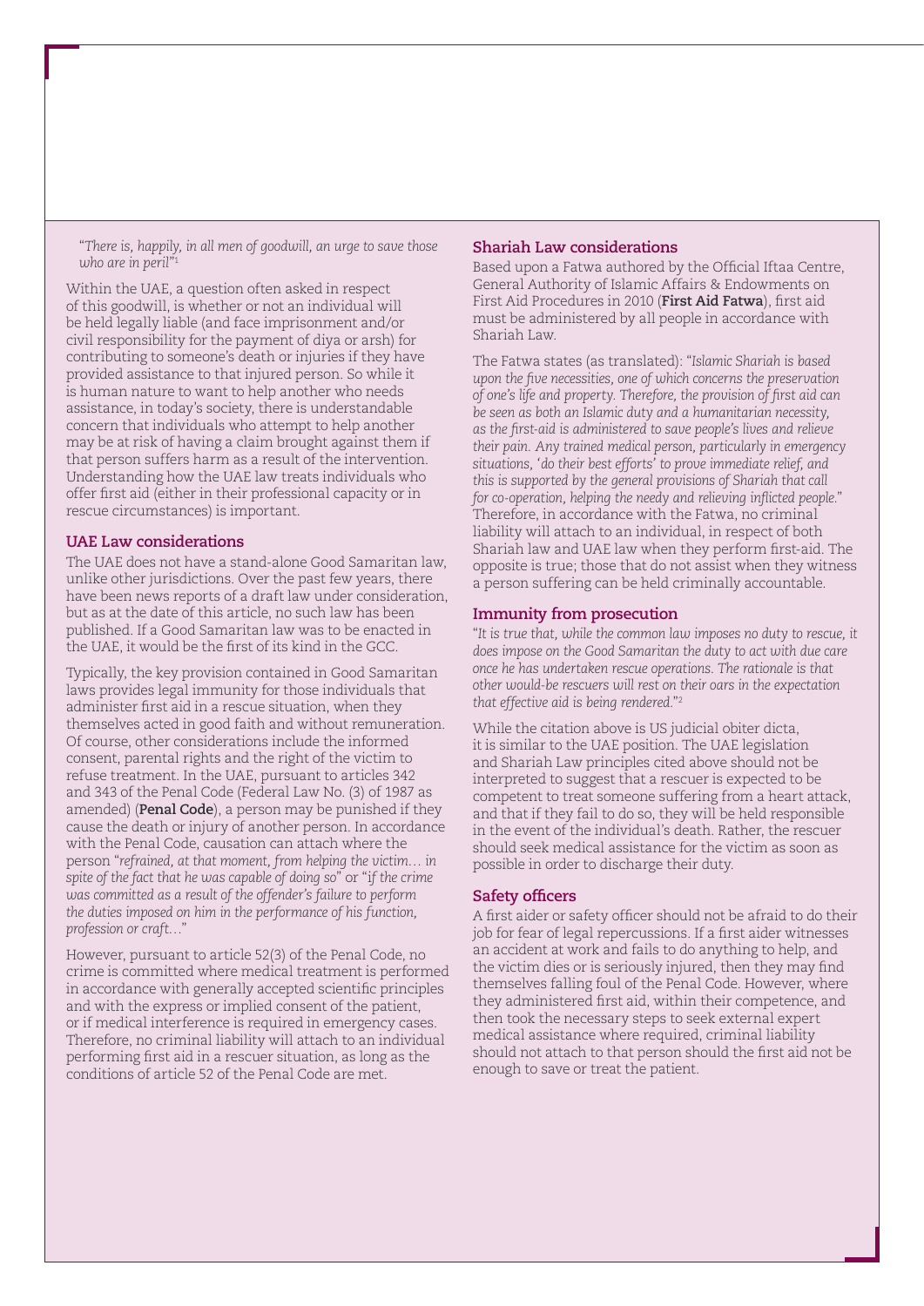*"There is, happily, in all men of goodwill, an urge to save those who are in peril"*[1]

Within the UAE, a question often asked in respect of this goodwill, is whether or not an individual will be held legally liable (and face imprisonment and/or civil responsibility for the payment of diya or arsh) for contributing to someone's death or injuries if they have provided assistance to that injured person. So while it is human nature to want to help another who needs assistance, in today's society, there is understandable concern that individuals who attempt to help another may be at risk of having a claim brought against them if that person suffers harm as a result of the intervention. Understanding how the UAE law treats individuals who offer first aid (either in their professional capacity or in rescue circumstances) is important.

### UAE Law considerations

The UAE does not have a stand-alone Good Samaritan law, unlike other jurisdictions. Over the past few years, there have been news reports of a draft law under consideration, but as at the date of this article, no such law has been published. If a Good Samaritan law was to be enacted in the UAE, it would be the first of its kind in the GCC.

Typically, the key provision contained in Good Samaritan laws provides legal immunity for those individuals that administer first aid in a rescue situation, when they themselves acted in good faith and without remuneration. Of course, other considerations include the informed consent, parental rights and the right of the victim to refuse treatment. In the UAE, pursuant to articles 342 and 343 of the Penal Code (Federal Law No. (3) of 1987 as amended) (**Penal Code**), a person may be punished if they cause the death or injury of another person. In accordance with the Penal Code, causation can attach where the person "*refrained, at that moment, from helping the victim… in spite of the fact that he was capable of doing so*" or "*if the crime was committed as a result of the offender's failure to perform the duties imposed on him in the performance of his function, profession or craft…*"

However, pursuant to article 52(3) of the Penal Code, no crime is committed where medical treatment is performed in accordance with generally accepted scientific principles and with the express or implied consent of the patient, or if medical interference is required in emergency cases. Therefore, no criminal liability will attach to an individual performing first aid in a rescuer situation, as long as the conditions of article 52 of the Penal Code are met.

### Shariah Law considerations

Based upon a Fatwa authored by the Official Iftaa Centre, General Authority of Islamic Affairs & Endowments on First Aid Procedures in 2010 (**First Aid Fatwa**), first aid must be administered by all people in accordance with Shariah Law.

The Fatwa states (as translated): "*Islamic Shariah is based upon the five necessities, one of which concerns the preservation of one's life and property. Therefore, the provision of first aid can be seen as both an Islamic duty and a humanitarian necessity, as the first-aid is administered to save people's lives and relieve their pain. Any trained medical person, particularly in emergency situations, 'do their best efforts' to prove immediate relief, and this is supported by the general provisions of Shariah that call for co-operation, helping the needy and relieving inflicted people.*" Therefore, in accordance with the Fatwa, no criminal liability will attach to an individual, in respect of both Shariah law and UAE law when they perform first-aid. The opposite is true; those that do not assist when they witness a person suffering can be held criminally accountable.

### Immunity from prosecution

"*It is true that, while the common law imposes no duty to rescue, it does impose on the Good Samaritan the duty to act with due care once he has undertaken rescue operations. The rationale is that other would-be rescuers will rest on their oars in the expectation that effective aid is being rendered.*"[2]

While the citation above is US judicial obiter dicta, it is similar to the UAE position. The UAE legislation and Shariah Law principles cited above should not be interpreted to suggest that a rescuer is expected to be competent to treat someone suffering from a heart attack, and that if they fail to do so, they will be held responsible in the event of the individual's death. Rather, the rescuer should seek medical assistance for the victim as soon as possible in order to discharge their duty.

### Safety officers

A first aider or safety officer should not be afraid to do their job for fear of legal repercussions. If a first aider witnesses an accident at work and fails to do anything to help, and the victim dies or is seriously injured, then they may find themselves falling foul of the Penal Code. However, where they administered first aid, within their competence, and then took the necessary steps to seek external expert medical assistance where required, criminal liability should not attach to that person should the first aid not be enough to save or treat the patient.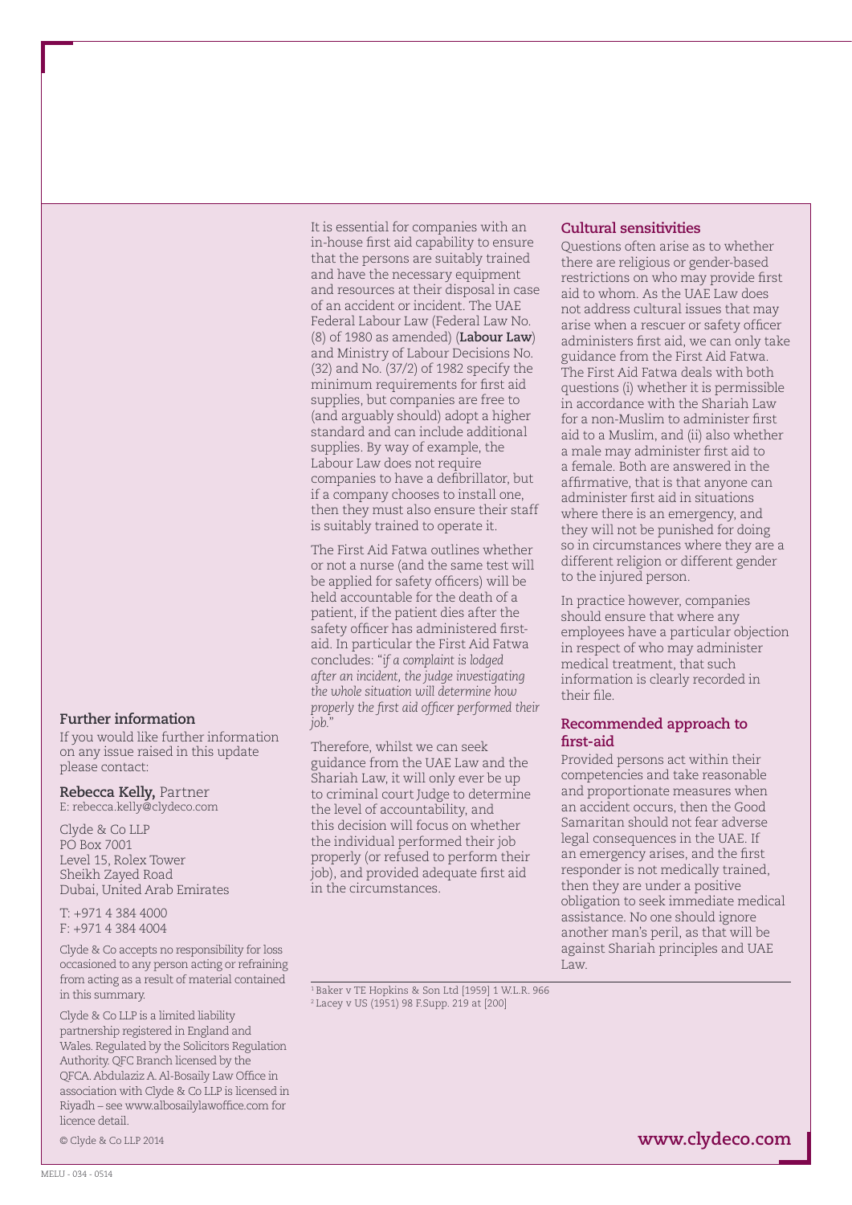It is essential for companies with an in-house first aid capability to ensure that the persons are suitably trained and have the necessary equipment and resources at their disposal in case of an accident or incident. The UAE Federal Labour Law (Federal Law No. (8) of 1980 as amended) (**Labour Law**) and Ministry of Labour Decisions No. (32) and No. (37/2) of 1982 specify the minimum requirements for first aid supplies, but companies are free to (and arguably should) adopt a higher standard and can include additional supplies. By way of example, the Labour Law does not require companies to have a defibrillator, but if a company chooses to install one, then they must also ensure their staff is suitably trained to operate it.

The First Aid Fatwa outlines whether or not a nurse (and the same test will be applied for safety officers) will be held accountable for the death of a patient, if the patient dies after the safety officer has administered first-aid. In particular the First Aid Fatwa concludes: "*if a complaint is lodged after an incident, the judge investigating the whole situation will determine how properly the first aid officer performed their job.*"

Therefore, whilst we can seek guidance from the UAE Law and the Shariah Law, it will only ever be up to criminal court Judge to determine the level of accountability, and this decision will focus on whether the individual performed their job properly (or refused to perform their job), and provided adequate first aid in the circumstances.

[1] Baker v TE Hopkins & Son Ltd [1959] 1 W.L.R. 966

[2] Lacey v US (1951) 98 F.Supp. 219 at [200]

### Cultural sensitivities

Questions often arise as to whether there are religious or gender-based restrictions on who may provide first aid to whom. As the UAE Law does not address cultural issues that may arise when a rescuer or safety officer administers first aid, we can only take guidance from the First Aid Fatwa. The First Aid Fatwa deals with both questions (i) whether it is permissible in accordance with the Shariah Law for a non-Muslim to administer first aid to a Muslim, and (ii) also whether a male may administer first aid to a female. Both are answered in the affirmative, that is that anyone can administer first aid in situations where there is an emergency, and they will not be punished for doing so in circumstances where they are a different religion or different gender to the injured person.

In practice however, companies should ensure that where any employees have a particular objection in respect of who may administer medical treatment, that such information is clearly recorded in their file.

### Recommended approach to first-aid

Provided persons act within their competencies and take reasonable and proportionate measures when an accident occurs, then the Good Samaritan should not fear adverse legal consequences in the UAE. If an emergency arises, and the first responder is not medically trained, then they are under a positive obligation to seek immediate medical assistance. No one should ignore another man's peril, as that will be against Shariah principles and UAE Law.

### Further information

If you would like further information on any issue raised in this update please contact:

**Rebecca Kelly,** Partner
E: rebecca.kelly@clydeco.com

Clyde & Co LLP
PO Box 7001
Level 15, Rolex Tower
Sheikh Zayed Road
Dubai, United Arab Emirates

T: +971 4 384 4000
F: +971 4 384 4004

Clyde & Co accepts no responsibility for loss occasioned to any person acting or refraining from acting as a result of material contained in this summary.

Clyde & Co LLP is a limited liability partnership registered in England and Wales. Regulated by the Solicitors Regulation Authority. QFC Branch licensed by the QFCA. Abdulaziz A. Al-Bosaily Law Office in association with Clyde & Co LLP is licensed in Riyadh – see www.albosailylawoffice.com for licence detail.

© Clyde & Co LLP 2014

**www.clydeco.com**

MELU - 034 - 0514